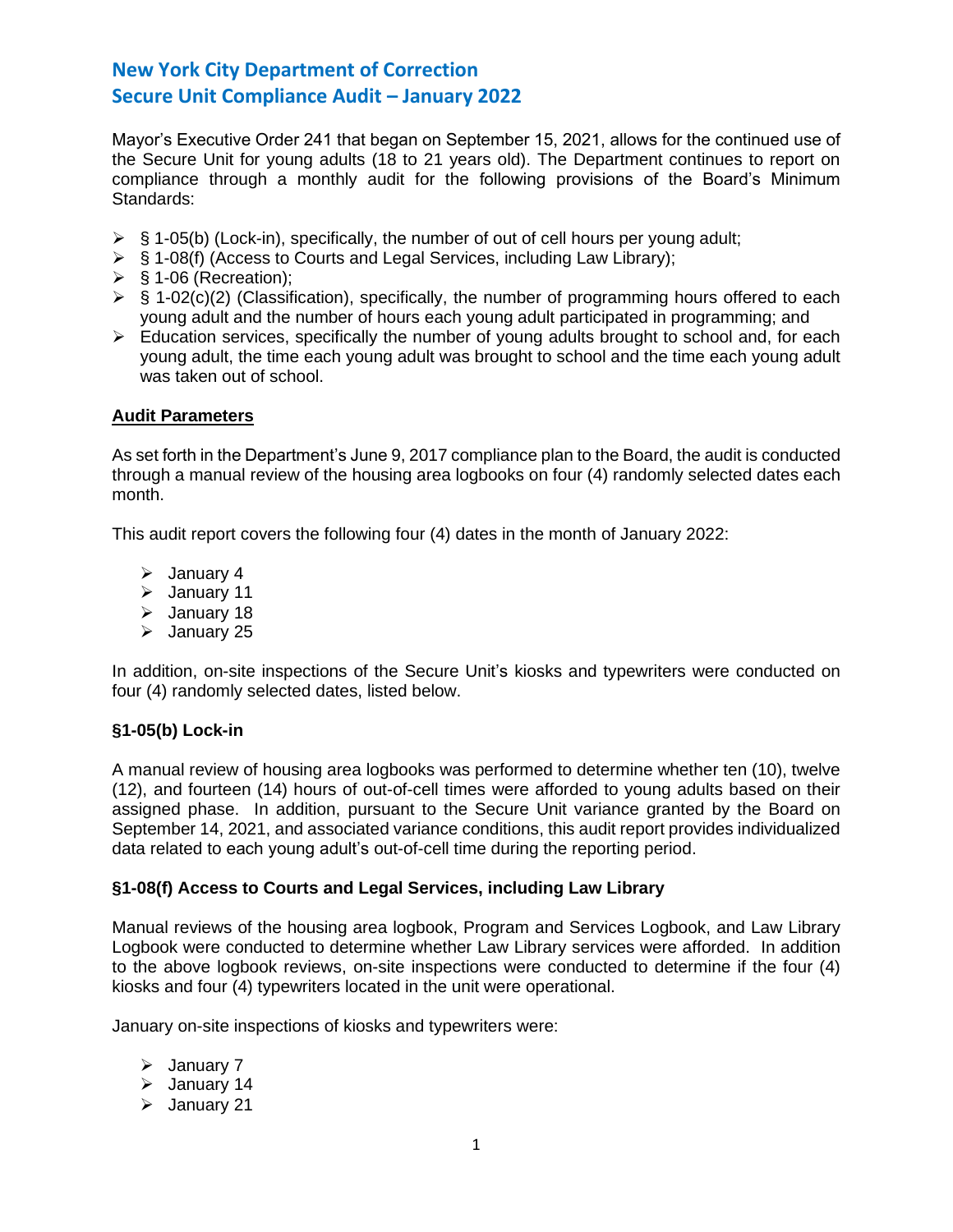# New York City Department of Correction
# Secure Unit Compliance Audit – January 2022

Mayor's Executive Order 241 that began on September 15, 2021, allows for the continued use of the Secure Unit for young adults (18 to 21 years old). The Department continues to report on compliance through a monthly audit for the following provisions of the Board's Minimum Standards:

- § 1-05(b) (Lock-in), specifically, the number of out of cell hours per young adult;
- § 1-08(f) (Access to Courts and Legal Services, including Law Library);
- § 1-06 (Recreation);
- § 1-02(c)(2) (Classification), specifically, the number of programming hours offered to each young adult and the number of hours each young adult participated in programming; and
- Education services, specifically the number of young adults brought to school and, for each young adult, the time each young adult was brought to school and the time each young adult was taken out of school.

## Audit Parameters

As set forth in the Department's June 9, 2017 compliance plan to the Board, the audit is conducted through a manual review of the housing area logbooks on four (4) randomly selected dates each month.

This audit report covers the following four (4) dates in the month of January 2022:

- January 4
- January 11
- January 18
- January 25

In addition, on-site inspections of the Secure Unit's kiosks and typewriters were conducted on four (4) randomly selected dates, listed below.

### §1-05(b) Lock-in

A manual review of housing area logbooks was performed to determine whether ten (10), twelve (12), and fourteen (14) hours of out-of-cell times were afforded to young adults based on their assigned phase. In addition, pursuant to the Secure Unit variance granted by the Board on September 14, 2021, and associated variance conditions, this audit report provides individualized data related to each young adult's out-of-cell time during the reporting period.

### §1-08(f) Access to Courts and Legal Services, including Law Library

Manual reviews of the housing area logbook, Program and Services Logbook, and Law Library Logbook were conducted to determine whether Law Library services were afforded. In addition to the above logbook reviews, on-site inspections were conducted to determine if the four (4) kiosks and four (4) typewriters located in the unit were operational.

January on-site inspections of kiosks and typewriters were:

- January 7
- January 14
- January 21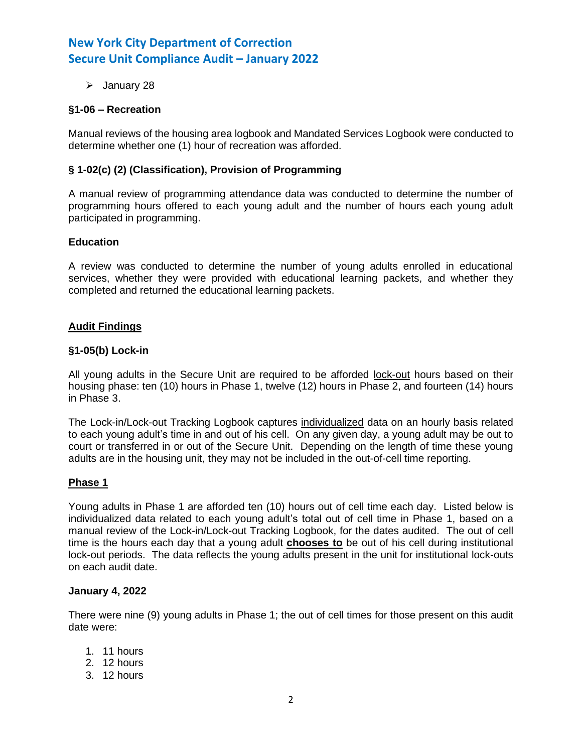- January 28

**§1-06 – Recreation**

Manual reviews of the housing area logbook and Mandated Services Logbook were conducted to determine whether one (1) hour of recreation was afforded.

**§ 1-02(c) (2) (Classification), Provision of Programming**

A manual review of programming attendance data was conducted to determine the number of programming hours offered to each young adult and the number of hours each young adult participated in programming.

**Education**

A review was conducted to determine the number of young adults enrolled in educational services, whether they were provided with educational learning packets, and whether they completed and returned the educational learning packets.

## Audit Findings

**§1-05(b) Lock-in**

All young adults in the Secure Unit are required to be afforded lock-out hours based on their housing phase: ten (10) hours in Phase 1, twelve (12) hours in Phase 2, and fourteen (14) hours in Phase 3.

The Lock-in/Lock-out Tracking Logbook captures individualized data on an hourly basis related to each young adult's time in and out of his cell. On any given day, a young adult may be out to court or transferred in or out of the Secure Unit. Depending on the length of time these young adults are in the housing unit, they may not be included in the out-of-cell time reporting.

**Phase 1**

Young adults in Phase 1 are afforded ten (10) hours out of cell time each day. Listed below is individualized data related to each young adult's total out of cell time in Phase 1, based on a manual review of the Lock-in/Lock-out Tracking Logbook, for the dates audited. The out of cell time is the hours each day that a young adult **chooses to** be out of his cell during institutional lock-out periods. The data reflects the young adults present in the unit for institutional lock-outs on each audit date.

**January 4, 2022**

There were nine (9) young adults in Phase 1; the out of cell times for those present on this audit date were:

1. 11 hours
2. 12 hours
3. 12 hours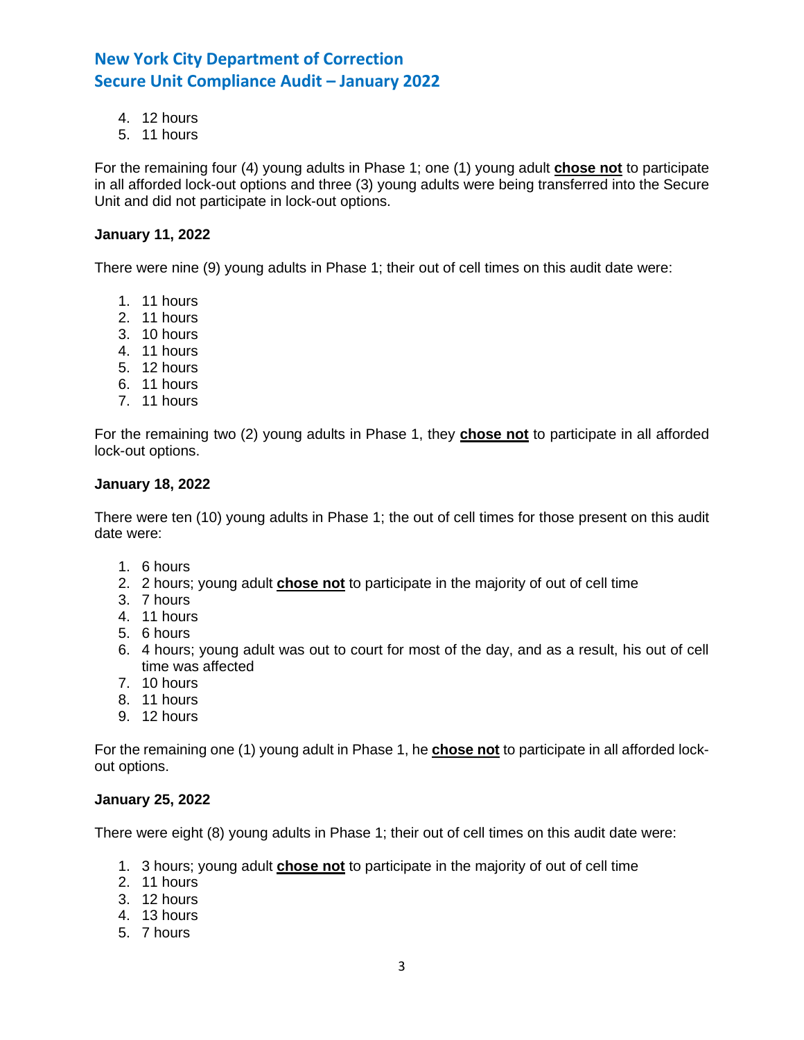4. 12 hours
5. 11 hours

For the remaining four (4) young adults in Phase 1; one (1) young adult **chose not** to participate in all afforded lock-out options and three (3) young adults were being transferred into the Secure Unit and did not participate in lock-out options.

**January 11, 2022**

There were nine (9) young adults in Phase 1; their out of cell times on this audit date were:

1. 11 hours
2. 11 hours
3. 10 hours
4. 11 hours
5. 12 hours
6. 11 hours
7. 11 hours

For the remaining two (2) young adults in Phase 1, they **chose not** to participate in all afforded lock-out options.

**January 18, 2022**

There were ten (10) young adults in Phase 1; the out of cell times for those present on this audit date were:

1. 6 hours
2. 2 hours; young adult **chose not** to participate in the majority of out of cell time
3. 7 hours
4. 11 hours
5. 6 hours
6. 4 hours; young adult was out to court for most of the day, and as a result, his out of cell time was affected
7. 10 hours
8. 11 hours
9. 12 hours

For the remaining one (1) young adult in Phase 1, he **chose not** to participate in all afforded lock-out options.

**January 25, 2022**

There were eight (8) young adults in Phase 1; their out of cell times on this audit date were:

1. 3 hours; young adult **chose not** to participate in the majority of out of cell time
2. 11 hours
3. 12 hours
4. 13 hours
5. 7 hours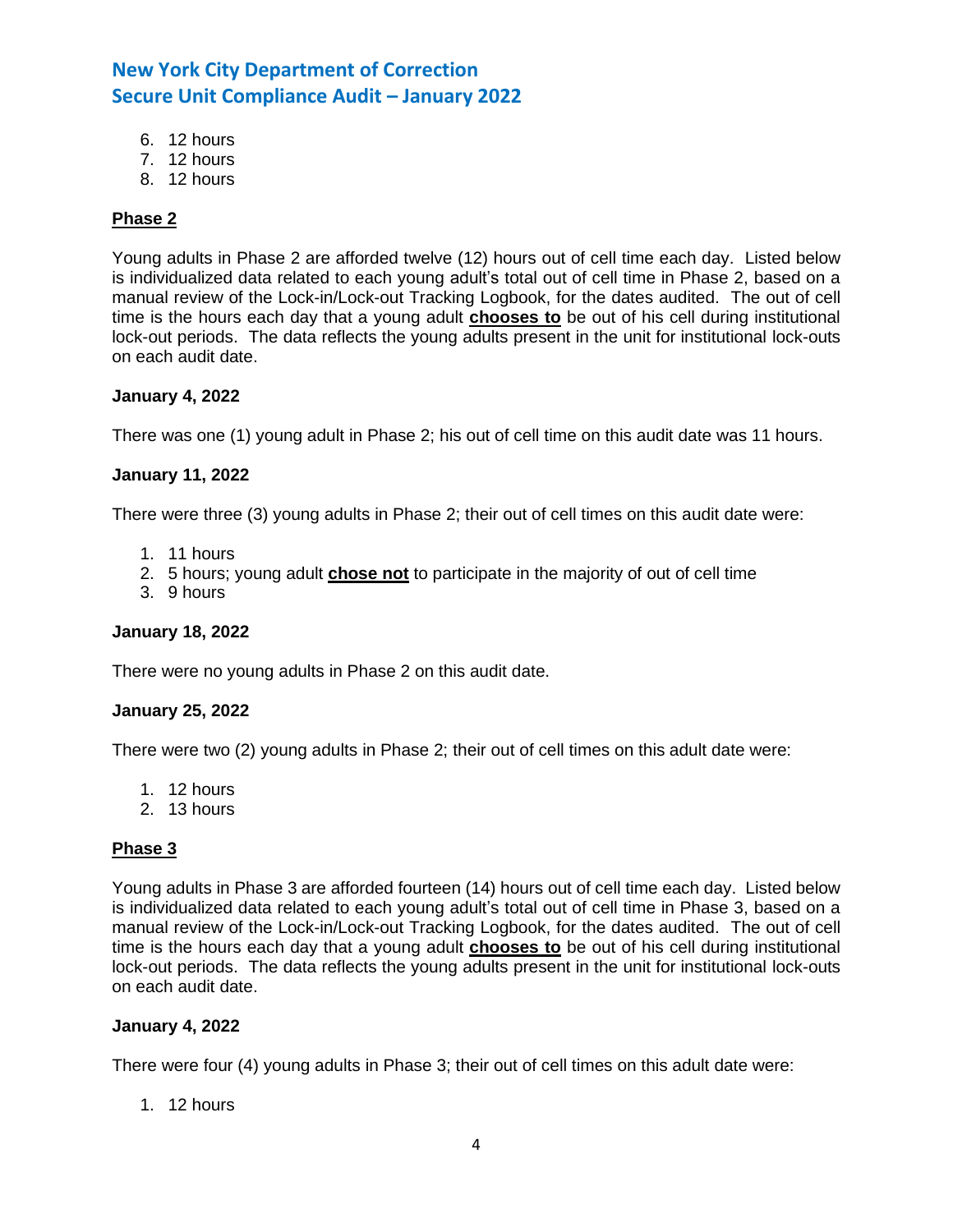6. 12 hours
7. 12 hours
8. 12 hours

**Phase 2**

Young adults in Phase 2 are afforded twelve (12) hours out of cell time each day. Listed below is individualized data related to each young adult's total out of cell time in Phase 2, based on a manual review of the Lock-in/Lock-out Tracking Logbook, for the dates audited. The out of cell time is the hours each day that a young adult **chooses to** be out of his cell during institutional lock-out periods. The data reflects the young adults present in the unit for institutional lock-outs on each audit date.

**January 4, 2022**

There was one (1) young adult in Phase 2; his out of cell time on this audit date was 11 hours.

**January 11, 2022**

There were three (3) young adults in Phase 2; their out of cell times on this audit date were:

1. 11 hours
2. 5 hours; young adult **chose not** to participate in the majority of out of cell time
3. 9 hours

**January 18, 2022**

There were no young adults in Phase 2 on this audit date.

**January 25, 2022**

There were two (2) young adults in Phase 2; their out of cell times on this adult date were:

1. 12 hours
2. 13 hours

**Phase 3**

Young adults in Phase 3 are afforded fourteen (14) hours out of cell time each day. Listed below is individualized data related to each young adult's total out of cell time in Phase 3, based on a manual review of the Lock-in/Lock-out Tracking Logbook, for the dates audited. The out of cell time is the hours each day that a young adult **chooses to** be out of his cell during institutional lock-out periods. The data reflects the young adults present in the unit for institutional lock-outs on each audit date.

**January 4, 2022**

There were four (4) young adults in Phase 3; their out of cell times on this adult date were:

1. 12 hours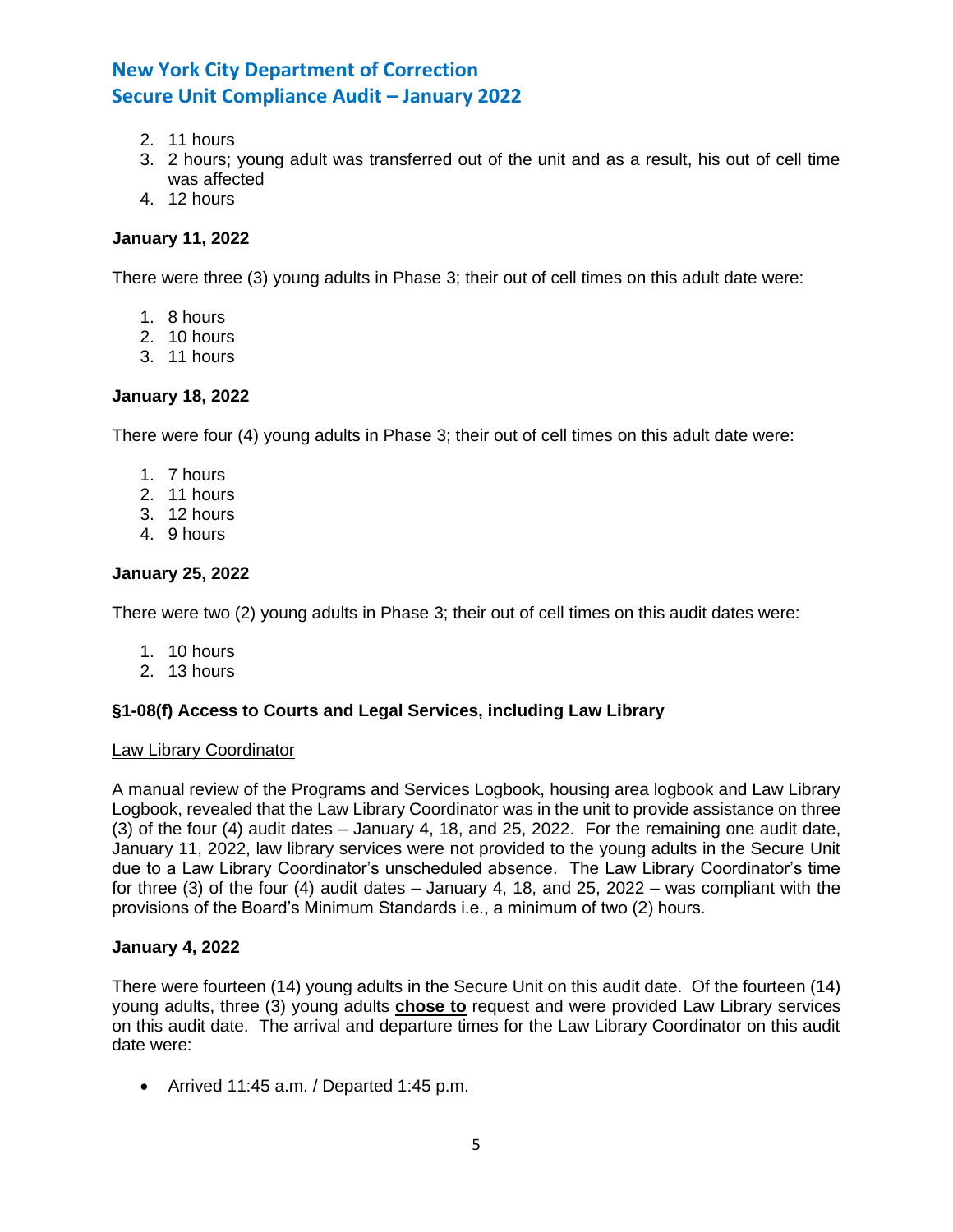2. 11 hours
3. 2 hours; young adult was transferred out of the unit and as a result, his out of cell time was affected
4. 12 hours

**January 11, 2022**

There were three (3) young adults in Phase 3; their out of cell times on this adult date were:

1. 8 hours
2. 10 hours
3. 11 hours

**January 18, 2022**

There were four (4) young adults in Phase 3; their out of cell times on this adult date were:

1. 7 hours
2. 11 hours
3. 12 hours
4. 9 hours

**January 25, 2022**

There were two (2) young adults in Phase 3; their out of cell times on this audit dates were:

1. 10 hours
2. 13 hours

**§1-08(f) Access to Courts and Legal Services, including Law Library**

<u>Law Library Coordinator</u>

A manual review of the Programs and Services Logbook, housing area logbook and Law Library Logbook, revealed that the Law Library Coordinator was in the unit to provide assistance on three (3) of the four (4) audit dates – January 4, 18, and 25, 2022. For the remaining one audit date, January 11, 2022, law library services were not provided to the young adults in the Secure Unit due to a Law Library Coordinator's unscheduled absence. The Law Library Coordinator's time for three (3) of the four (4) audit dates – January 4, 18, and 25, 2022 – was compliant with the provisions of the Board's Minimum Standards i.e., a minimum of two (2) hours.

**January 4, 2022**

There were fourteen (14) young adults in the Secure Unit on this audit date. Of the fourteen (14) young adults, three (3) young adults ***<u>chose to</u>*** request and were provided Law Library services on this audit date. The arrival and departure times for the Law Library Coordinator on this audit date were:

- Arrived 11:45 a.m. / Departed 1:45 p.m.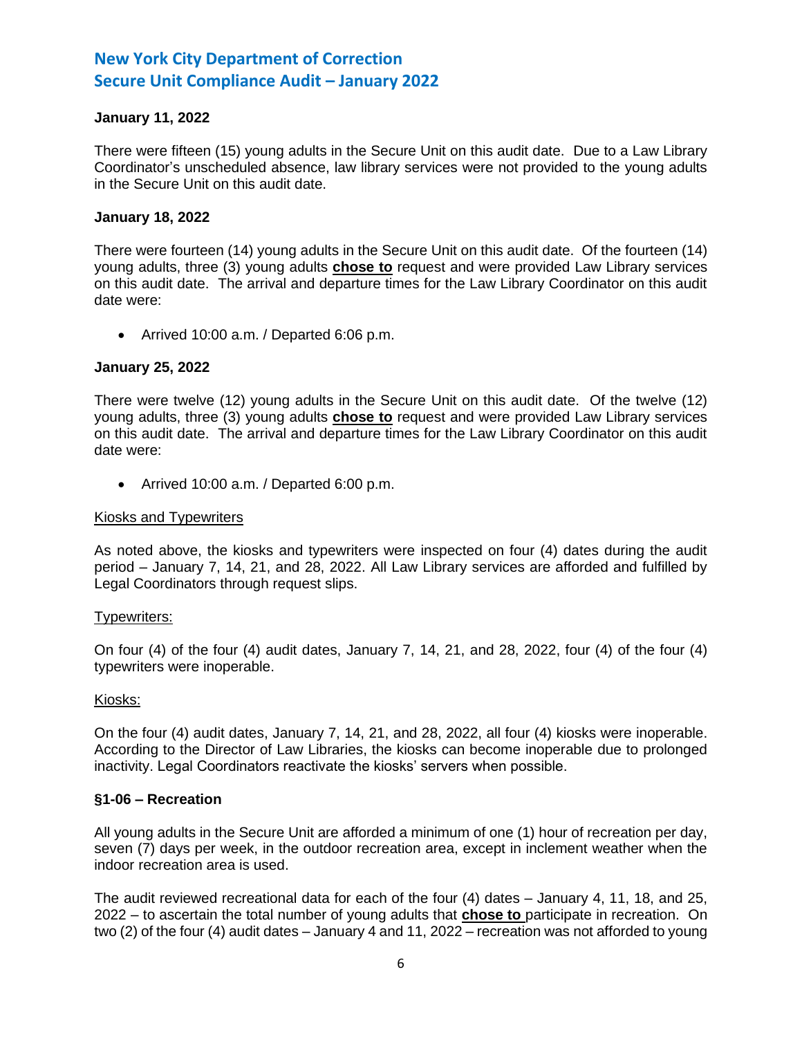**January 11, 2022**

There were fifteen (15) young adults in the Secure Unit on this audit date. Due to a Law Library Coordinator's unscheduled absence, law library services were not provided to the young adults in the Secure Unit on this audit date.

**January 18, 2022**

There were fourteen (14) young adults in the Secure Unit on this audit date. Of the fourteen (14) young adults, three (3) young adults **chose to** request and were provided Law Library services on this audit date. The arrival and departure times for the Law Library Coordinator on this audit date were:

- Arrived 10:00 a.m. / Departed 6:06 p.m.

**January 25, 2022**

There were twelve (12) young adults in the Secure Unit on this audit date. Of the twelve (12) young adults, three (3) young adults **chose to** request and were provided Law Library services on this audit date. The arrival and departure times for the Law Library Coordinator on this audit date were:

- Arrived 10:00 a.m. / Departed 6:00 p.m.

Kiosks and Typewriters

As noted above, the kiosks and typewriters were inspected on four (4) dates during the audit period – January 7, 14, 21, and 28, 2022. All Law Library services are afforded and fulfilled by Legal Coordinators through request slips.

Typewriters:

On four (4) of the four (4) audit dates, January 7, 14, 21, and 28, 2022, four (4) of the four (4) typewriters were inoperable.

Kiosks:

On the four (4) audit dates, January 7, 14, 21, and 28, 2022, all four (4) kiosks were inoperable. According to the Director of Law Libraries, the kiosks can become inoperable due to prolonged inactivity. Legal Coordinators reactivate the kiosks' servers when possible.

**§1-06 – Recreation**

All young adults in the Secure Unit are afforded a minimum of one (1) hour of recreation per day, seven (7) days per week, in the outdoor recreation area, except in inclement weather when the indoor recreation area is used.

The audit reviewed recreational data for each of the four (4) dates – January 4, 11, 18, and 25, 2022 – to ascertain the total number of young adults that **chose to** participate in recreation. On two (2) of the four (4) audit dates – January 4 and 11, 2022 – recreation was not afforded to young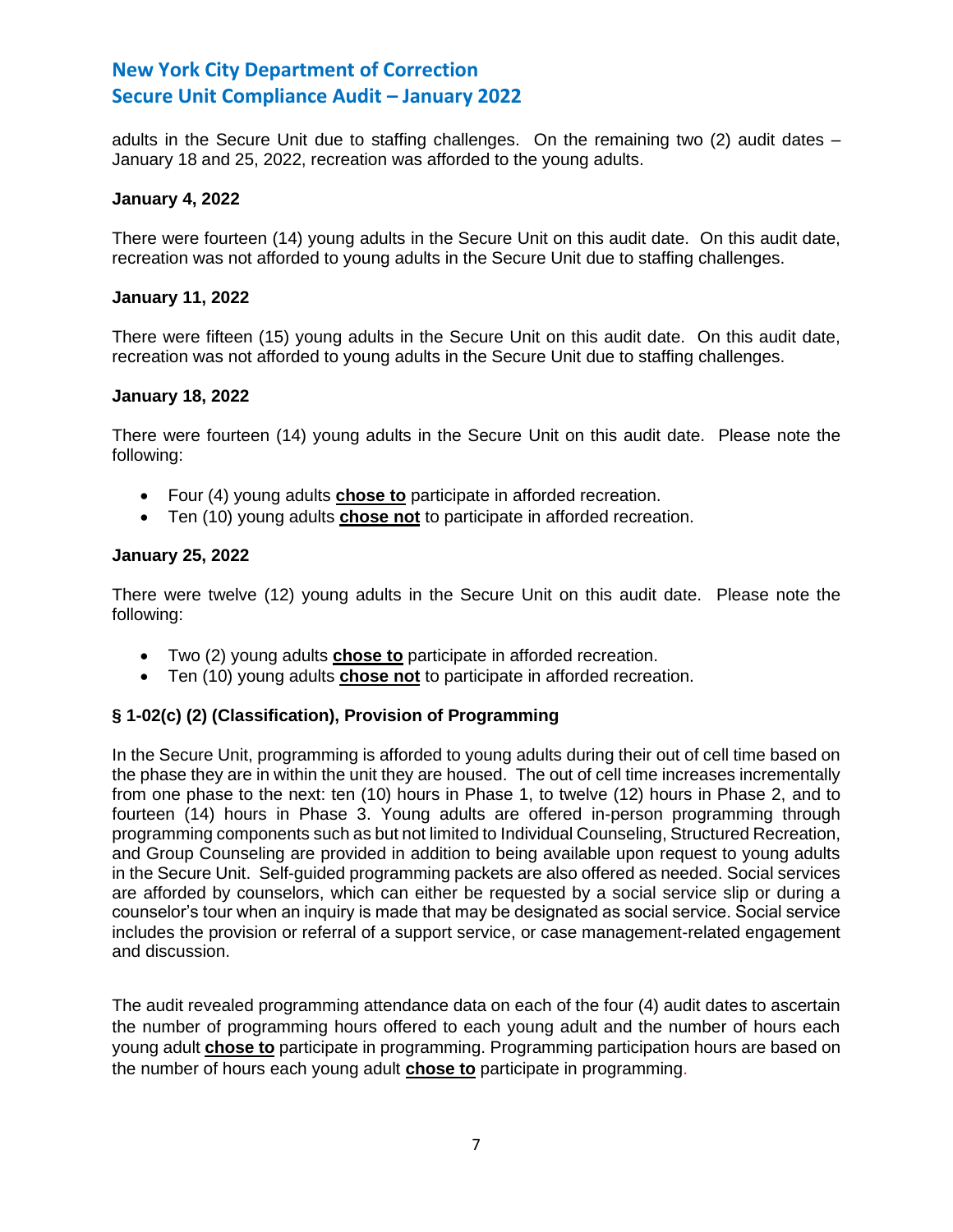adults in the Secure Unit due to staffing challenges. On the remaining two (2) audit dates – January 18 and 25, 2022, recreation was afforded to the young adults.

**January 4, 2022**

There were fourteen (14) young adults in the Secure Unit on this audit date. On this audit date, recreation was not afforded to young adults in the Secure Unit due to staffing challenges.

**January 11, 2022**

There were fifteen (15) young adults in the Secure Unit on this audit date. On this audit date, recreation was not afforded to young adults in the Secure Unit due to staffing challenges.

**January 18, 2022**

There were fourteen (14) young adults in the Secure Unit on this audit date. Please note the following:

- Four (4) young adults <u>**chose to**</u> participate in afforded recreation.
- Ten (10) young adults <u>**chose not**</u> to participate in afforded recreation.

**January 25, 2022**

There were twelve (12) young adults in the Secure Unit on this audit date. Please note the following:

- Two (2) young adults <u>**chose to**</u> participate in afforded recreation.
- Ten (10) young adults <u>**chose not**</u> to participate in afforded recreation.

**§ 1-02(c) (2) (Classification), Provision of Programming**

In the Secure Unit, programming is afforded to young adults during their out of cell time based on the phase they are in within the unit they are housed. The out of cell time increases incrementally from one phase to the next: ten (10) hours in Phase 1, to twelve (12) hours in Phase 2, and to fourteen (14) hours in Phase 3. Young adults are offered in-person programming through programming components such as but not limited to Individual Counseling, Structured Recreation, and Group Counseling are provided in addition to being available upon request to young adults in the Secure Unit. Self-guided programming packets are also offered as needed. Social services are afforded by counselors, which can either be requested by a social service slip or during a counselor's tour when an inquiry is made that may be designated as social service. Social service includes the provision or referral of a support service, or case management-related engagement and discussion.

The audit revealed programming attendance data on each of the four (4) audit dates to ascertain the number of programming hours offered to each young adult and the number of hours each young adult <u>**chose to**</u> participate in programming. Programming participation hours are based on the number of hours each young adult <u>**chose to**</u> participate in programming.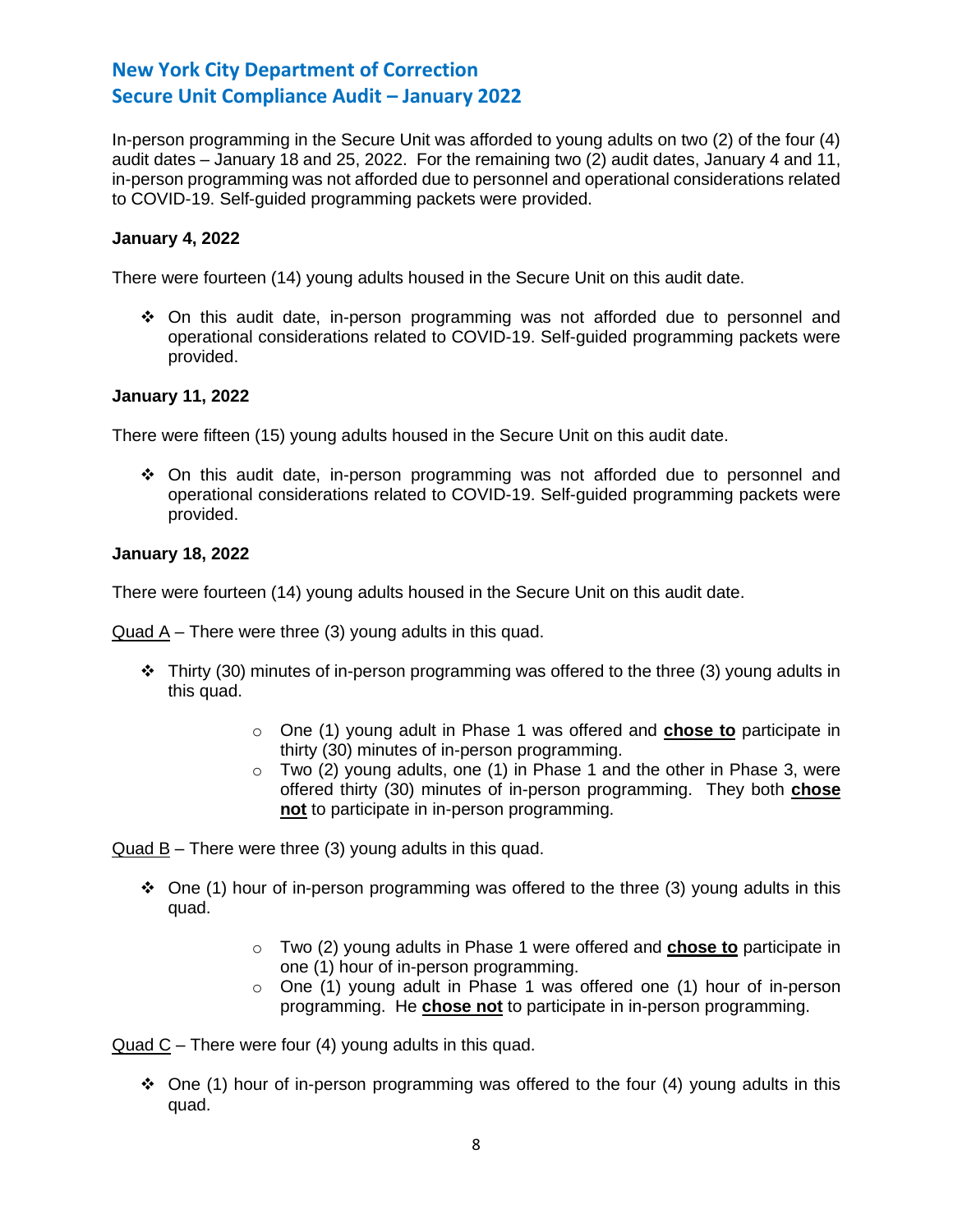In-person programming in the Secure Unit was afforded to young adults on two (2) of the four (4) audit dates – January 18 and 25, 2022. For the remaining two (2) audit dates, January 4 and 11, in-person programming was not afforded due to personnel and operational considerations related to COVID-19. Self-guided programming packets were provided.

**January 4, 2022**

There were fourteen (14) young adults housed in the Secure Unit on this audit date.

- On this audit date, in-person programming was not afforded due to personnel and operational considerations related to COVID-19. Self-guided programming packets were provided.

**January 11, 2022**

There were fifteen (15) young adults housed in the Secure Unit on this audit date.

- On this audit date, in-person programming was not afforded due to personnel and operational considerations related to COVID-19. Self-guided programming packets were provided.

**January 18, 2022**

There were fourteen (14) young adults housed in the Secure Unit on this audit date.

Quad A – There were three (3) young adults in this quad.

- Thirty (30) minutes of in-person programming was offered to the three (3) young adults in this quad.
  - One (1) young adult in Phase 1 was offered and **chose to** participate in thirty (30) minutes of in-person programming.
  - Two (2) young adults, one (1) in Phase 1 and the other in Phase 3, were offered thirty (30) minutes of in-person programming. They both **chose not** to participate in in-person programming.

Quad B – There were three (3) young adults in this quad.

- One (1) hour of in-person programming was offered to the three (3) young adults in this quad.
  - Two (2) young adults in Phase 1 were offered and **chose to** participate in one (1) hour of in-person programming.
  - One (1) young adult in Phase 1 was offered one (1) hour of in-person programming. He **chose not** to participate in in-person programming.

Quad C – There were four (4) young adults in this quad.

- One (1) hour of in-person programming was offered to the four (4) young adults in this quad.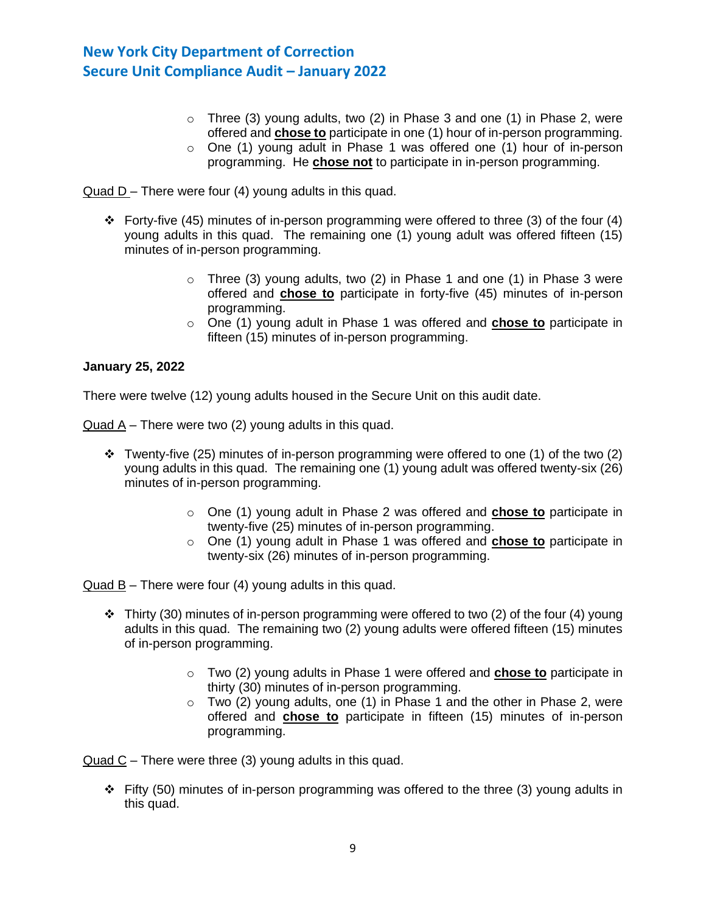- Three (3) young adults, two (2) in Phase 3 and one (1) in Phase 2, were offered and **chose to** participate in one (1) hour of in-person programming.
  - One (1) young adult in Phase 1 was offered one (1) hour of in-person programming. He **chose not** to participate in in-person programming.

Quad D – There were four (4) young adults in this quad.

- ❖ Forty-five (45) minutes of in-person programming were offered to three (3) of the four (4) young adults in this quad. The remaining one (1) young adult was offered fifteen (15) minutes of in-person programming.
  - Three (3) young adults, two (2) in Phase 1 and one (1) in Phase 3 were offered and **chose to** participate in forty-five (45) minutes of in-person programming.
  - One (1) young adult in Phase 1 was offered and **chose to** participate in fifteen (15) minutes of in-person programming.

**January 25, 2022**

There were twelve (12) young adults housed in the Secure Unit on this audit date.

Quad A – There were two (2) young adults in this quad.

- ❖ Twenty-five (25) minutes of in-person programming were offered to one (1) of the two (2) young adults in this quad. The remaining one (1) young adult was offered twenty-six (26) minutes of in-person programming.
  - One (1) young adult in Phase 2 was offered and **chose to** participate in twenty-five (25) minutes of in-person programming.
  - One (1) young adult in Phase 1 was offered and **chose to** participate in twenty-six (26) minutes of in-person programming.

Quad B – There were four (4) young adults in this quad.

- ❖ Thirty (30) minutes of in-person programming were offered to two (2) of the four (4) young adults in this quad. The remaining two (2) young adults were offered fifteen (15) minutes of in-person programming.
  - Two (2) young adults in Phase 1 were offered and **chose to** participate in thirty (30) minutes of in-person programming.
  - Two (2) young adults, one (1) in Phase 1 and the other in Phase 2, were offered and **chose to** participate in fifteen (15) minutes of in-person programming.

Quad C – There were three (3) young adults in this quad.

- ❖ Fifty (50) minutes of in-person programming was offered to the three (3) young adults in this quad.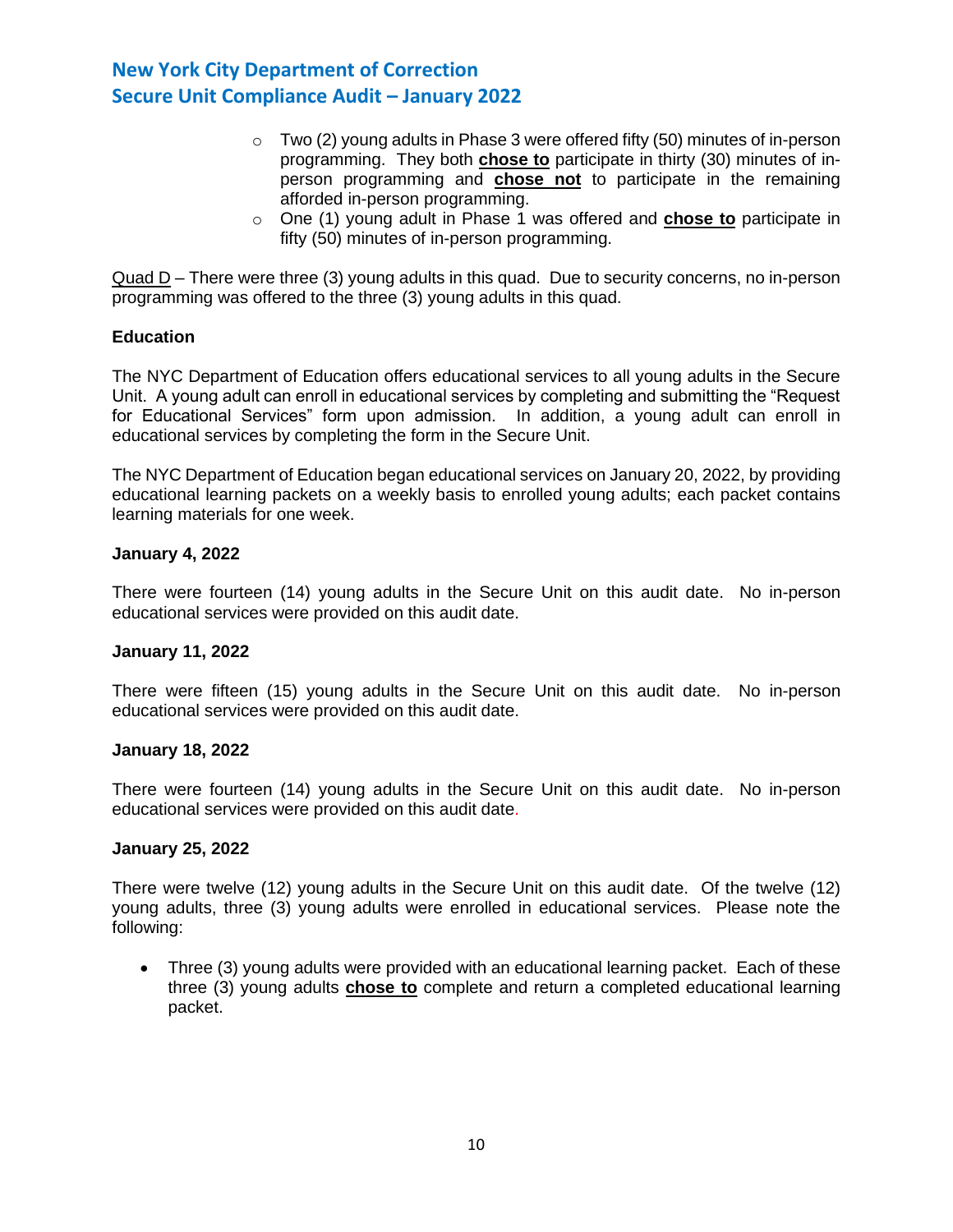- Two (2) young adults in Phase 3 were offered fifty (50) minutes of in-person programming. They both **chose to** participate in thirty (30) minutes of in-person programming and **chose not** to participate in the remaining afforded in-person programming.
- One (1) young adult in Phase 1 was offered and **chose to** participate in fifty (50) minutes of in-person programming.

Quad D – There were three (3) young adults in this quad. Due to security concerns, no in-person programming was offered to the three (3) young adults in this quad.

**Education**

The NYC Department of Education offers educational services to all young adults in the Secure Unit. A young adult can enroll in educational services by completing and submitting the "Request for Educational Services" form upon admission. In addition, a young adult can enroll in educational services by completing the form in the Secure Unit.

The NYC Department of Education began educational services on January 20, 2022, by providing educational learning packets on a weekly basis to enrolled young adults; each packet contains learning materials for one week.

**January 4, 2022**

There were fourteen (14) young adults in the Secure Unit on this audit date. No in-person educational services were provided on this audit date.

**January 11, 2022**

There were fifteen (15) young adults in the Secure Unit on this audit date. No in-person educational services were provided on this audit date.

**January 18, 2022**

There were fourteen (14) young adults in the Secure Unit on this audit date. No in-person educational services were provided on this audit date.

**January 25, 2022**

There were twelve (12) young adults in the Secure Unit on this audit date. Of the twelve (12) young adults, three (3) young adults were enrolled in educational services. Please note the following:

- Three (3) young adults were provided with an educational learning packet. Each of these three (3) young adults **chose to** complete and return a completed educational learning packet.